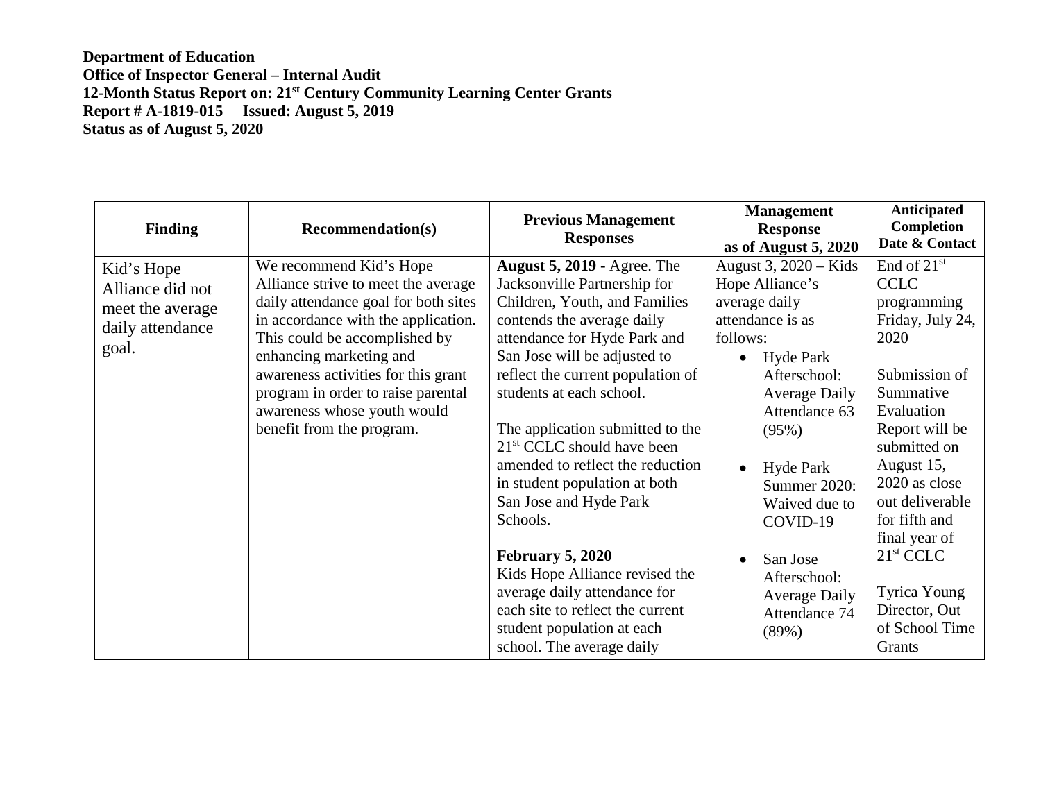**Department of Education**
**Office of Inspector General – Internal Audit**
**12-Month Status Report on: 21st Century Community Learning Center Grants**
**Report # A-1819-015 Issued: August 5, 2019**
**Status as of August 5, 2020**

| Finding | Recommendation(s) | Previous Management Responses | Management Response as of August 5, 2020 | Anticipated Completion Date & Contact |
|---|---|---|---|---|
| Kid's Hope Alliance did not meet the average daily attendance goal. | We recommend Kid's Hope Alliance strive to meet the average daily attendance goal for both sites in accordance with the application. This could be accomplished by enhancing marketing and awareness activities for this grant program in order to raise parental awareness whose youth would benefit from the program. | **August 5, 2019** - Agree. The Jacksonville Partnership for Children, Youth, and Families contends the average daily attendance for Hyde Park and San Jose will be adjusted to reflect the current population of students at each school.<br><br>The application submitted to the 21st CCLC should have been amended to reflect the reduction in student population at both San Jose and Hyde Park Schools.<br><br>**February 5, 2020**<br>Kids Hope Alliance revised the average daily attendance for each site to reflect the current student population at each school. The average daily | August 3, 2020 – Kids Hope Alliance's average daily attendance is as follows:<br>• Hyde Park Afterschool: Average Daily Attendance 63 (95%)<br>• Hyde Park Summer 2020: Waived due to COVID-19<br>• San Jose Afterschool: Average Daily Attendance 74 (89%) | End of 21st CCLC programming Friday, July 24, 2020<br><br>Submission of Summative Evaluation Report will be submitted on August 15, 2020 as close out deliverable for fifth and final year of 21st CCLC<br><br>Tyrica Young Director, Out of School Time Grants |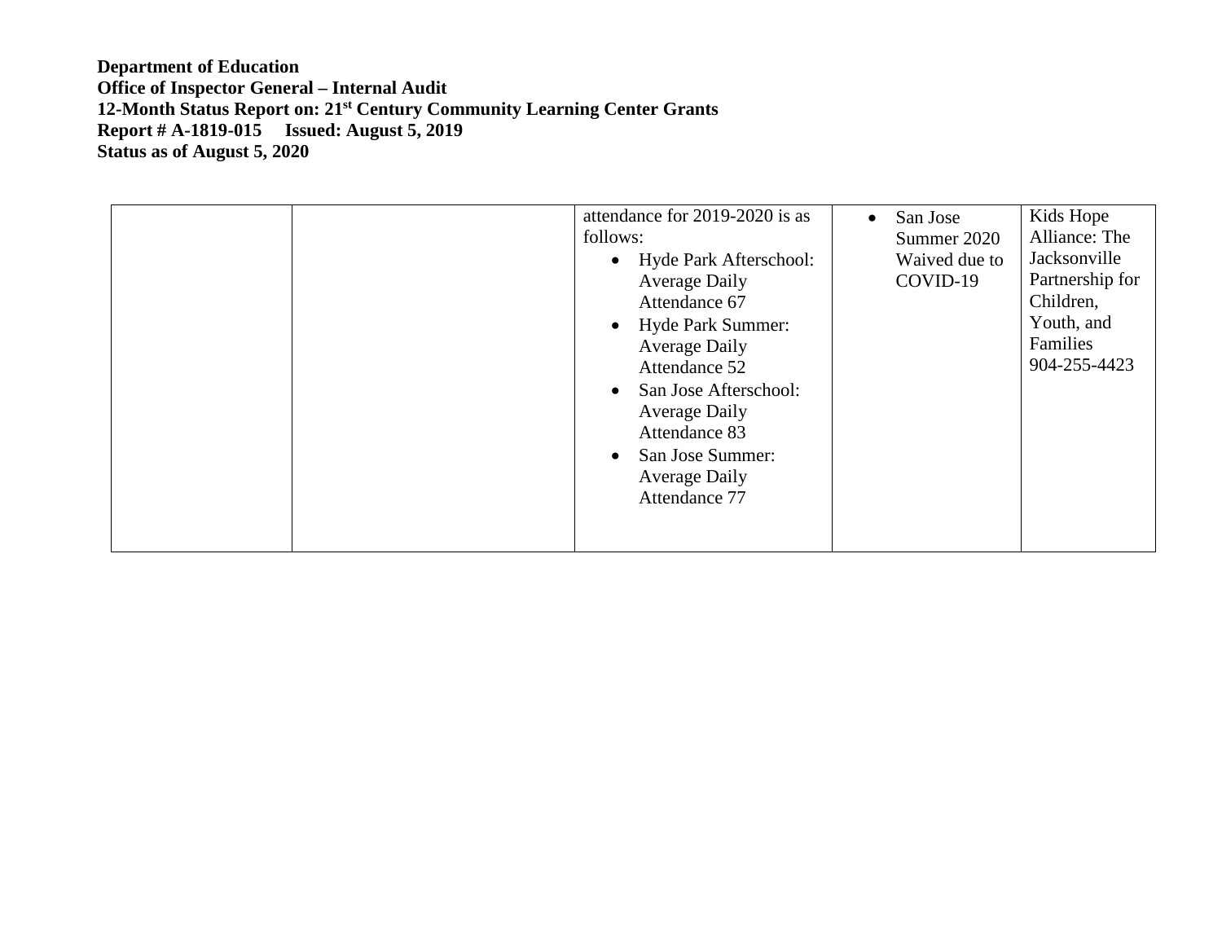**Department of Education**
**Office of Inspector General – Internal Audit**
**12-Month Status Report on: 21st Century Community Learning Center Grants**
**Report # A-1819-015 Issued: August 5, 2019**
**Status as of August 5, 2020**

| | | | | |
|---|---|---|---|---|
| | | attendance for 2019-2020 is as follows:<br>• Hyde Park Afterschool: Average Daily Attendance 67<br>• Hyde Park Summer: Average Daily Attendance 52<br>• San Jose Afterschool: Average Daily Attendance 83<br>• San Jose Summer: Average Daily Attendance 77 | • San Jose Summer 2020 Waived due to COVID-19 | Kids Hope Alliance: The Jacksonville Partnership for Children, Youth, and Families 904-255-4423 |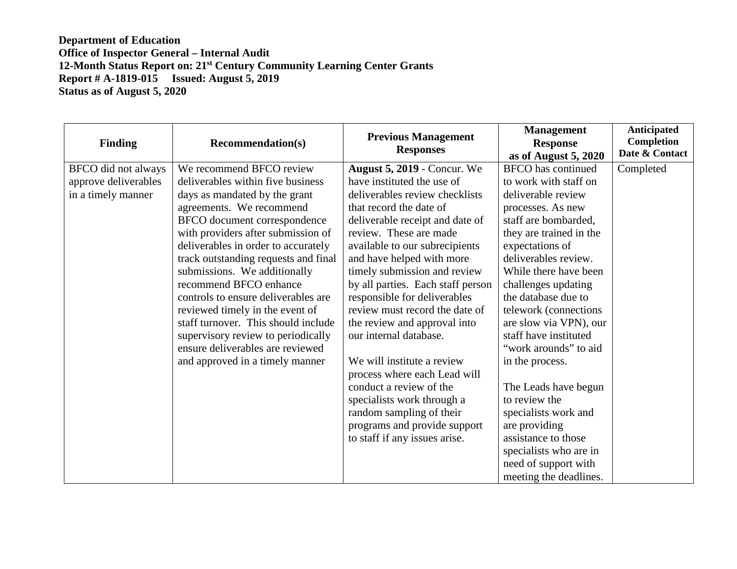**Department of Education**
**Office of Inspector General – Internal Audit**
**12-Month Status Report on: 21st Century Community Learning Center Grants**
**Report # A-1819-015 Issued: August 5, 2019**
**Status as of August 5, 2020**

| Finding | Recommendation(s) | Previous Management Responses | Management Response as of August 5, 2020 | Anticipated Completion Date & Contact |
|---|---|---|---|---|
| BFCO did not always approve deliverables in a timely manner | We recommend BFCO review deliverables within five business days as mandated by the grant agreements. We recommend BFCO document correspondence with providers after submission of deliverables in order to accurately track outstanding requests and final submissions. We additionally recommend BFCO enhance controls to ensure deliverables are reviewed timely in the event of staff turnover. This should include supervisory review to periodically ensure deliverables are reviewed and approved in a timely manner | **August 5, 2019** - Concur. We have instituted the use of deliverables review checklists that record the date of deliverable receipt and date of review. These are made available to our subrecipients and have helped with more timely submission and review by all parties. Each staff person responsible for deliverables review must record the date of the review and approval into our internal database.<br><br>We will institute a review process where each Lead will conduct a review of the specialists work through a random sampling of their programs and provide support to staff if any issues arise. | BFCO has continued to work with staff on deliverable review processes. As new staff are bombarded, they are trained in the expectations of deliverables review. While there have been challenges updating the database due to telework (connections are slow via VPN), our staff have instituted "work arounds" to aid in the process.<br><br>The Leads have begun to review the specialists work and are providing assistance to those specialists who are in need of support with meeting the deadlines. | Completed |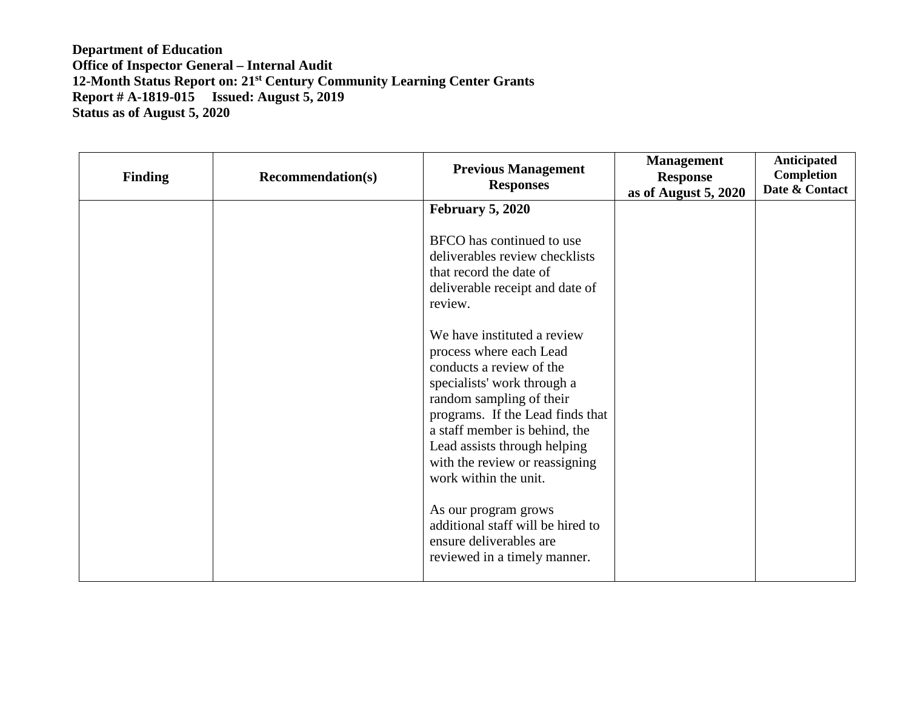**Department of Education**
**Office of Inspector General – Internal Audit**
**12-Month Status Report on: 21st Century Community Learning Center Grants**
**Report # A-1819-015 Issued: August 5, 2019**
**Status as of August 5, 2020**

| Finding | Recommendation(s) | Previous Management Responses | Management Response as of August 5, 2020 | Anticipated Completion Date & Contact |
|---|---|---|---|---|
| | | **February 5, 2020**<br><br>BFCO has continued to use deliverables review checklists that record the date of deliverable receipt and date of review.<br><br>We have instituted a review process where each Lead conducts a review of the specialists' work through a random sampling of their programs. If the Lead finds that a staff member is behind, the Lead assists through helping with the review or reassigning work within the unit.<br><br>As our program grows additional staff will be hired to ensure deliverables are reviewed in a timely manner. | | |